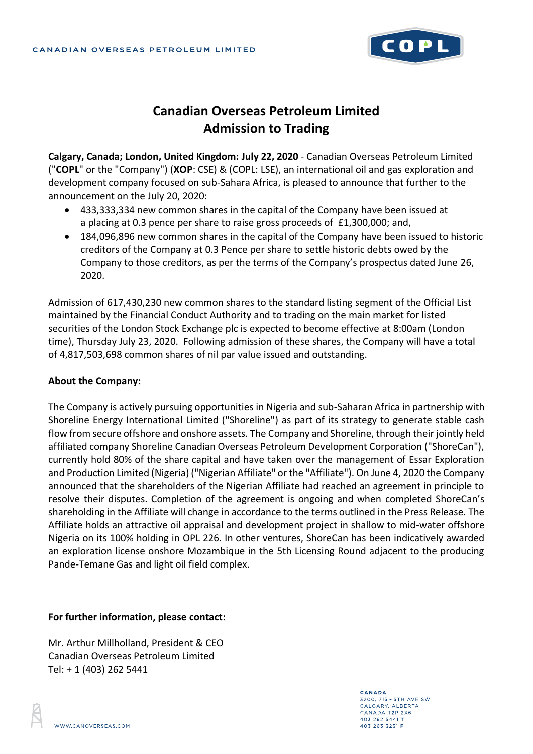# Canadian Overseas Petroleum Limited
# Admission to Trading

**Calgary, Canada; London, United Kingdom: July 22, 2020** - Canadian Overseas Petroleum Limited ("**COPL**" or the "Company") (**XOP**: CSE) & (COPL: LSE), an international oil and gas exploration and development company focused on sub-Sahara Africa, is pleased to announce that further to the announcement on the July 20, 2020:

- 433,333,334 new common shares in the capital of the Company have been issued at a placing at 0.3 pence per share to raise gross proceeds of £1,300,000; and,
- 184,096,896 new common shares in the capital of the Company have been issued to historic creditors of the Company at 0.3 Pence per share to settle historic debts owed by the Company to those creditors, as per the terms of the Company's prospectus dated June 26, 2020.

Admission of 617,430,230 new common shares to the standard listing segment of the Official List maintained by the Financial Conduct Authority and to trading on the main market for listed securities of the London Stock Exchange plc is expected to become effective at 8:00am (London time), Thursday July 23, 2020. Following admission of these shares, the Company will have a total of 4,817,503,698 common shares of nil par value issued and outstanding.

**About the Company:**

The Company is actively pursuing opportunities in Nigeria and sub-Saharan Africa in partnership with Shoreline Energy International Limited ("Shoreline") as part of its strategy to generate stable cash flow from secure offshore and onshore assets. The Company and Shoreline, through their jointly held affiliated company Shoreline Canadian Overseas Petroleum Development Corporation ("ShoreCan"), currently hold 80% of the share capital and have taken over the management of Essar Exploration and Production Limited (Nigeria) ("Nigerian Affiliate" or the "Affiliate"). On June 4, 2020 the Company announced that the shareholders of the Nigerian Affiliate had reached an agreement in principle to resolve their disputes. Completion of the agreement is ongoing and when completed ShoreCan's shareholding in the Affiliate will change in accordance to the terms outlined in the Press Release. The Affiliate holds an attractive oil appraisal and development project in shallow to mid-water offshore Nigeria on its 100% holding in OPL 226. In other ventures, ShoreCan has been indicatively awarded an exploration license onshore Mozambique in the 5th Licensing Round adjacent to the producing Pande-Temane Gas and light oil field complex.

**For further information, please contact:**

Mr. Arthur Millholland, President & CEO
Canadian Overseas Petroleum Limited
Tel: + 1 (403) 262 5441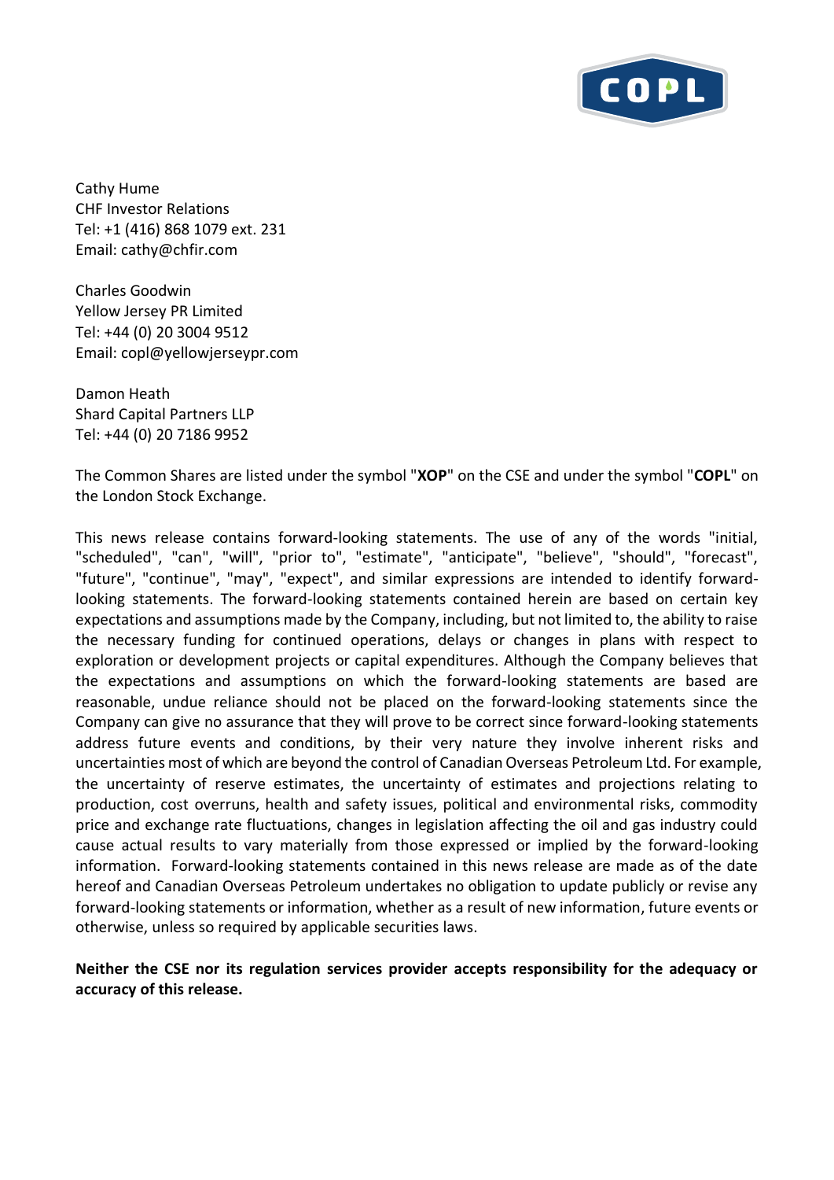Cathy Hume
CHF Investor Relations
Tel: +1 (416) 868 1079 ext. 231
Email: cathy@chfir.com

Charles Goodwin
Yellow Jersey PR Limited
Tel: +44 (0) 20 3004 9512
Email: copl@yellowjerseypr.com

Damon Heath
Shard Capital Partners LLP
Tel: +44 (0) 20 7186 9952

The Common Shares are listed under the symbol "**XOP**" on the CSE and under the symbol "**COPL**" on the London Stock Exchange.

This news release contains forward-looking statements. The use of any of the words "initial, "scheduled", "can", "will", "prior to", "estimate", "anticipate", "believe", "should", "forecast", "future", "continue", "may", "expect", and similar expressions are intended to identify forward-looking statements. The forward-looking statements contained herein are based on certain key expectations and assumptions made by the Company, including, but not limited to, the ability to raise the necessary funding for continued operations, delays or changes in plans with respect to exploration or development projects or capital expenditures. Although the Company believes that the expectations and assumptions on which the forward-looking statements are based are reasonable, undue reliance should not be placed on the forward-looking statements since the Company can give no assurance that they will prove to be correct since forward-looking statements address future events and conditions, by their very nature they involve inherent risks and uncertainties most of which are beyond the control of Canadian Overseas Petroleum Ltd. For example, the uncertainty of reserve estimates, the uncertainty of estimates and projections relating to production, cost overruns, health and safety issues, political and environmental risks, commodity price and exchange rate fluctuations, changes in legislation affecting the oil and gas industry could cause actual results to vary materially from those expressed or implied by the forward-looking information. Forward-looking statements contained in this news release are made as of the date hereof and Canadian Overseas Petroleum undertakes no obligation to update publicly or revise any forward-looking statements or information, whether as a result of new information, future events or otherwise, unless so required by applicable securities laws.

**Neither the CSE nor its regulation services provider accepts responsibility for the adequacy or accuracy of this release.**